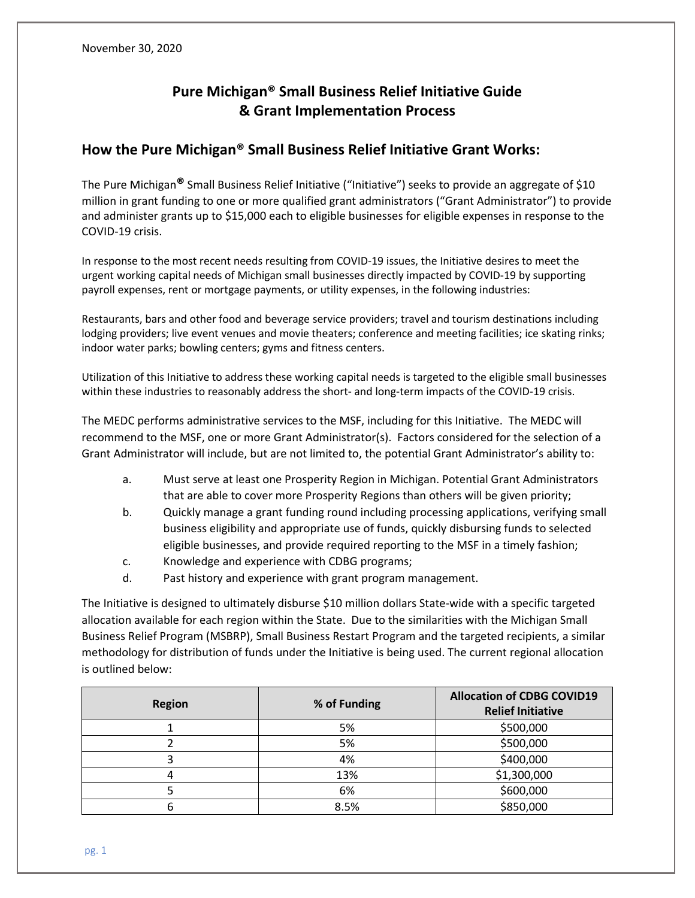November 30, 2020

# Pure Michigan® Small Business Relief Initiative Guide & Grant Implementation Process

## How the Pure Michigan® Small Business Relief Initiative Grant Works:

The Pure Michigan® Small Business Relief Initiative ("Initiative") seeks to provide an aggregate of $10 million in grant funding to one or more qualified grant administrators ("Grant Administrator") to provide and administer grants up to $15,000 each to eligible businesses for eligible expenses in response to the COVID-19 crisis.

In response to the most recent needs resulting from COVID-19 issues, the Initiative desires to meet the urgent working capital needs of Michigan small businesses directly impacted by COVID-19 by supporting payroll expenses, rent or mortgage payments, or utility expenses, in the following industries:

Restaurants, bars and other food and beverage service providers; travel and tourism destinations including lodging providers; live event venues and movie theaters; conference and meeting facilities; ice skating rinks; indoor water parks; bowling centers; gyms and fitness centers.

Utilization of this Initiative to address these working capital needs is targeted to the eligible small businesses within these industries to reasonably address the short- and long-term impacts of the COVID-19 crisis.

The MEDC performs administrative services to the MSF, including for this Initiative. The MEDC will recommend to the MSF, one or more Grant Administrator(s). Factors considered for the selection of a Grant Administrator will include, but are not limited to, the potential Grant Administrator's ability to:

a. Must serve at least one Prosperity Region in Michigan. Potential Grant Administrators that are able to cover more Prosperity Regions than others will be given priority;
b. Quickly manage a grant funding round including processing applications, verifying small business eligibility and appropriate use of funds, quickly disbursing funds to selected eligible businesses, and provide required reporting to the MSF in a timely fashion;
c. Knowledge and experience with CDBG programs;
d. Past history and experience with grant program management.

The Initiative is designed to ultimately disburse $10 million dollars State-wide with a specific targeted allocation available for each region within the State. Due to the similarities with the Michigan Small Business Relief Program (MSBRP), Small Business Restart Program and the targeted recipients, a similar methodology for distribution of funds under the Initiative is being used. The current regional allocation is outlined below:

| Region | % of Funding | Allocation of CDBG COVID19 Relief Initiative |
|---|---|---|
| 1 | 5% | $500,000 |
| 2 | 5% | $500,000 |
| 3 | 4% | $400,000 |
| 4 | 13% | $1,300,000 |
| 5 | 6% | $600,000 |
| 6 | 8.5% | $850,000 |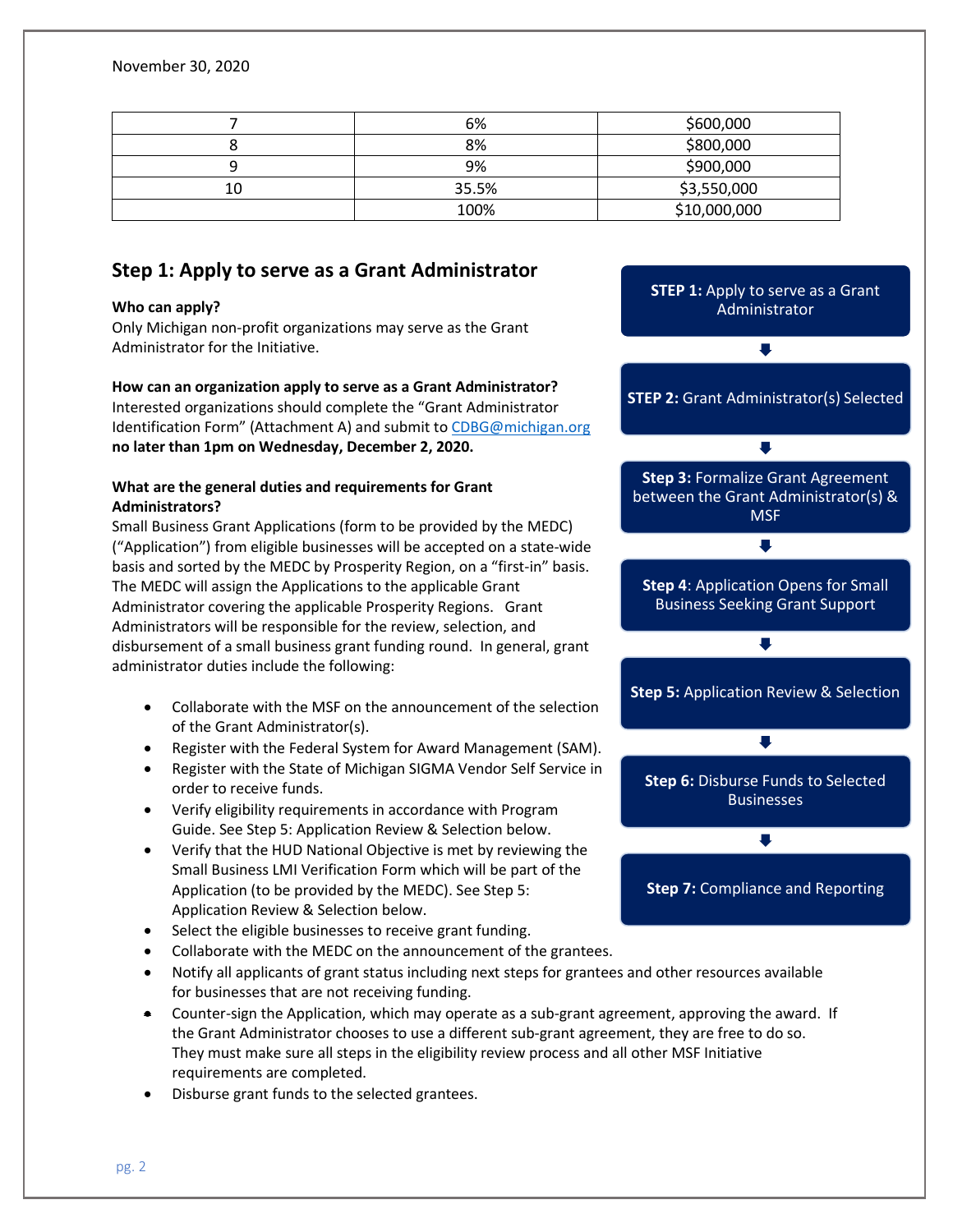November 30, 2020

| 7 | 6% | $600,000 |
|---|---|---|
| 8 | 8% | $800,000 |
| 9 | 9% | $900,000 |
| 10 | 35.5% | $3,550,000 |
| | 100% | $10,000,000 |

## Step 1: Apply to serve as a Grant Administrator

**STEP 1:** Apply to serve as a Grant Administrator

**STEP 2:** Grant Administrator(s) Selected

**Step 3:** Formalize Grant Agreement between the Grant Administrator(s) & MSF

**Step 4**: Application Opens for Small Business Seeking Grant Support

**Step 5:** Application Review & Selection

**Step 6:** Disburse Funds to Selected Businesses

**Step 7:** Compliance and Reporting

**Who can apply?**

Only Michigan non-profit organizations may serve as the Grant Administrator for the Initiative.

**How can an organization apply to serve as a Grant Administrator?**

Interested organizations should complete the "Grant Administrator Identification Form" (Attachment A) and submit to CDBG@michigan.org **no later than 1pm on Wednesday, December 2, 2020.**

**What are the general duties and requirements for Grant Administrators?**

Small Business Grant Applications (form to be provided by the MEDC) ("Application") from eligible businesses will be accepted on a state-wide basis and sorted by the MEDC by Prosperity Region, on a "first-in" basis. The MEDC will assign the Applications to the applicable Grant Administrator covering the applicable Prosperity Regions. Grant Administrators will be responsible for the review, selection, and disbursement of a small business grant funding round. In general, grant administrator duties include the following:

- Collaborate with the MSF on the announcement of the selection of the Grant Administrator(s).
- Register with the Federal System for Award Management (SAM).
- Register with the State of Michigan SIGMA Vendor Self Service in order to receive funds.
- Verify eligibility requirements in accordance with Program Guide. See Step 5: Application Review & Selection below.
- Verify that the HUD National Objective is met by reviewing the Small Business LMI Verification Form which will be part of the Application (to be provided by the MEDC). See Step 5: Application Review & Selection below.
- Select the eligible businesses to receive grant funding.
- Collaborate with the MEDC on the announcement of the grantees.
- Notify all applicants of grant status including next steps for grantees and other resources available for businesses that are not receiving funding.
- Counter-sign the Application, which may operate as a sub-grant agreement, approving the award. If the Grant Administrator chooses to use a different sub-grant agreement, they are free to do so. They must make sure all steps in the eligibility review process and all other MSF Initiative requirements are completed.
- Disburse grant funds to the selected grantees.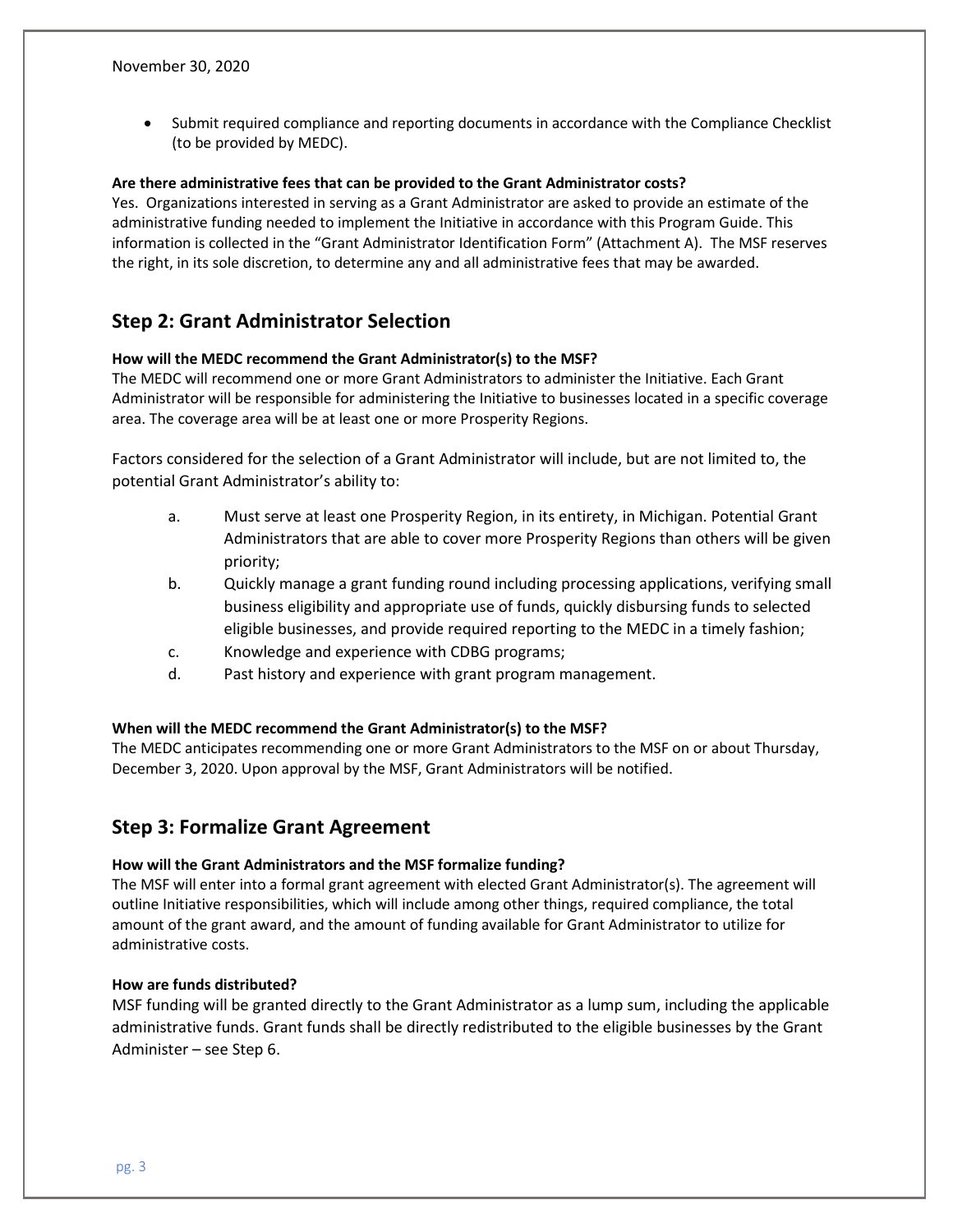November 30, 2020

- Submit required compliance and reporting documents in accordance with the Compliance Checklist (to be provided by MEDC).

**Are there administrative fees that can be provided to the Grant Administrator costs?**

Yes. Organizations interested in serving as a Grant Administrator are asked to provide an estimate of the administrative funding needed to implement the Initiative in accordance with this Program Guide. This information is collected in the "Grant Administrator Identification Form" (Attachment A). The MSF reserves the right, in its sole discretion, to determine any and all administrative fees that may be awarded.

## Step 2: Grant Administrator Selection

**How will the MEDC recommend the Grant Administrator(s) to the MSF?**

The MEDC will recommend one or more Grant Administrators to administer the Initiative. Each Grant Administrator will be responsible for administering the Initiative to businesses located in a specific coverage area. The coverage area will be at least one or more Prosperity Regions.

Factors considered for the selection of a Grant Administrator will include, but are not limited to, the potential Grant Administrator's ability to:

a. Must serve at least one Prosperity Region, in its entirety, in Michigan. Potential Grant Administrators that are able to cover more Prosperity Regions than others will be given priority;

b. Quickly manage a grant funding round including processing applications, verifying small business eligibility and appropriate use of funds, quickly disbursing funds to selected eligible businesses, and provide required reporting to the MEDC in a timely fashion;

c. Knowledge and experience with CDBG programs;

d. Past history and experience with grant program management.

**When will the MEDC recommend the Grant Administrator(s) to the MSF?**

The MEDC anticipates recommending one or more Grant Administrators to the MSF on or about Thursday, December 3, 2020. Upon approval by the MSF, Grant Administrators will be notified.

## Step 3: Formalize Grant Agreement

**How will the Grant Administrators and the MSF formalize funding?**

The MSF will enter into a formal grant agreement with elected Grant Administrator(s). The agreement will outline Initiative responsibilities, which will include among other things, required compliance, the total amount of the grant award, and the amount of funding available for Grant Administrator to utilize for administrative costs.

**How are funds distributed?**

MSF funding will be granted directly to the Grant Administrator as a lump sum, including the applicable administrative funds. Grant funds shall be directly redistributed to the eligible businesses by the Grant Administer – see Step 6.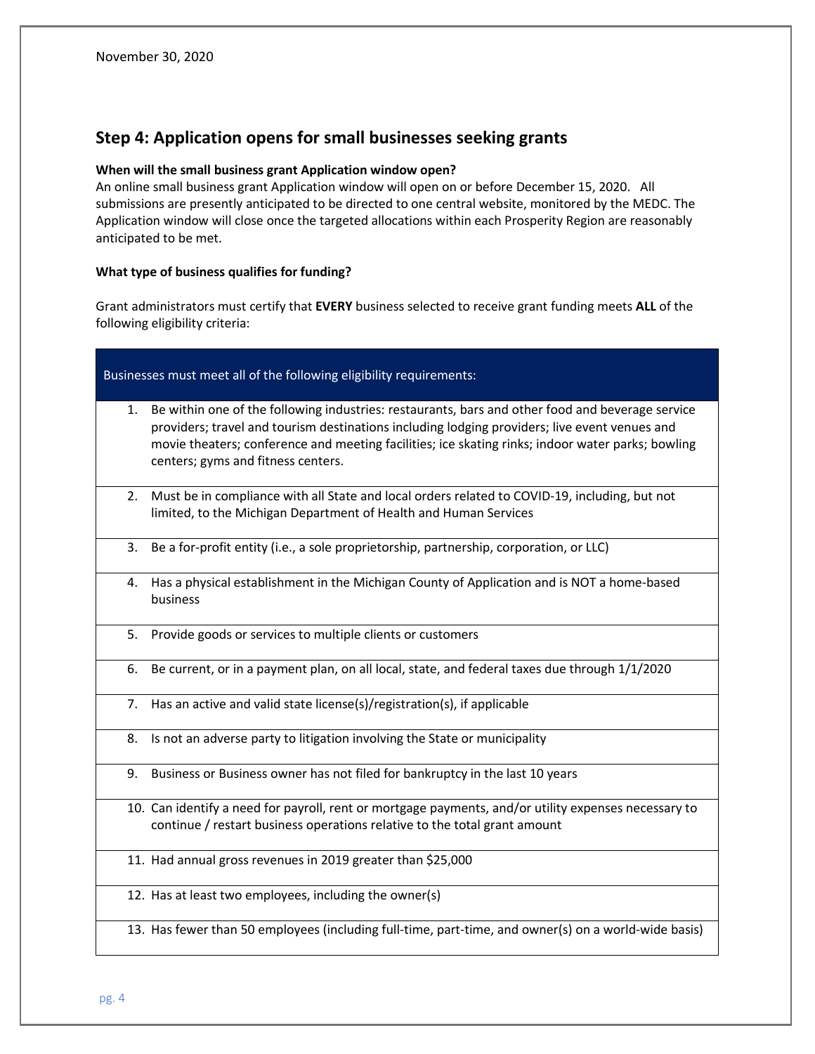November 30, 2020

## Step 4: Application opens for small businesses seeking grants

**When will the small business grant Application window open?**

An online small business grant Application window will open on or before December 15, 2020. All submissions are presently anticipated to be directed to one central website, monitored by the MEDC. The Application window will close once the targeted allocations within each Prosperity Region are reasonably anticipated to be met.

**What type of business qualifies for funding?**

Grant administrators must certify that **EVERY** business selected to receive grant funding meets **ALL** of the following eligibility criteria:

| Businesses must meet all of the following eligibility requirements: |
|---|
| 1. Be within one of the following industries: restaurants, bars and other food and beverage service providers; travel and tourism destinations including lodging providers; live event venues and movie theaters; conference and meeting facilities; ice skating rinks; indoor water parks; bowling centers; gyms and fitness centers. |
| 2. Must be in compliance with all State and local orders related to COVID-19, including, but not limited, to the Michigan Department of Health and Human Services |
| 3. Be a for-profit entity (i.e., a sole proprietorship, partnership, corporation, or LLC) |
| 4. Has a physical establishment in the Michigan County of Application and is NOT a home-based business |
| 5. Provide goods or services to multiple clients or customers |
| 6. Be current, or in a payment plan, on all local, state, and federal taxes due through 1/1/2020 |
| 7. Has an active and valid state license(s)/registration(s), if applicable |
| 8. Is not an adverse party to litigation involving the State or municipality |
| 9. Business or Business owner has not filed for bankruptcy in the last 10 years |
| 10. Can identify a need for payroll, rent or mortgage payments, and/or utility expenses necessary to continue / restart business operations relative to the total grant amount |
| 11. Had annual gross revenues in 2019 greater than $25,000 |
| 12. Has at least two employees, including the owner(s) |
| 13. Has fewer than 50 employees (including full-time, part-time, and owner(s) on a world-wide basis) |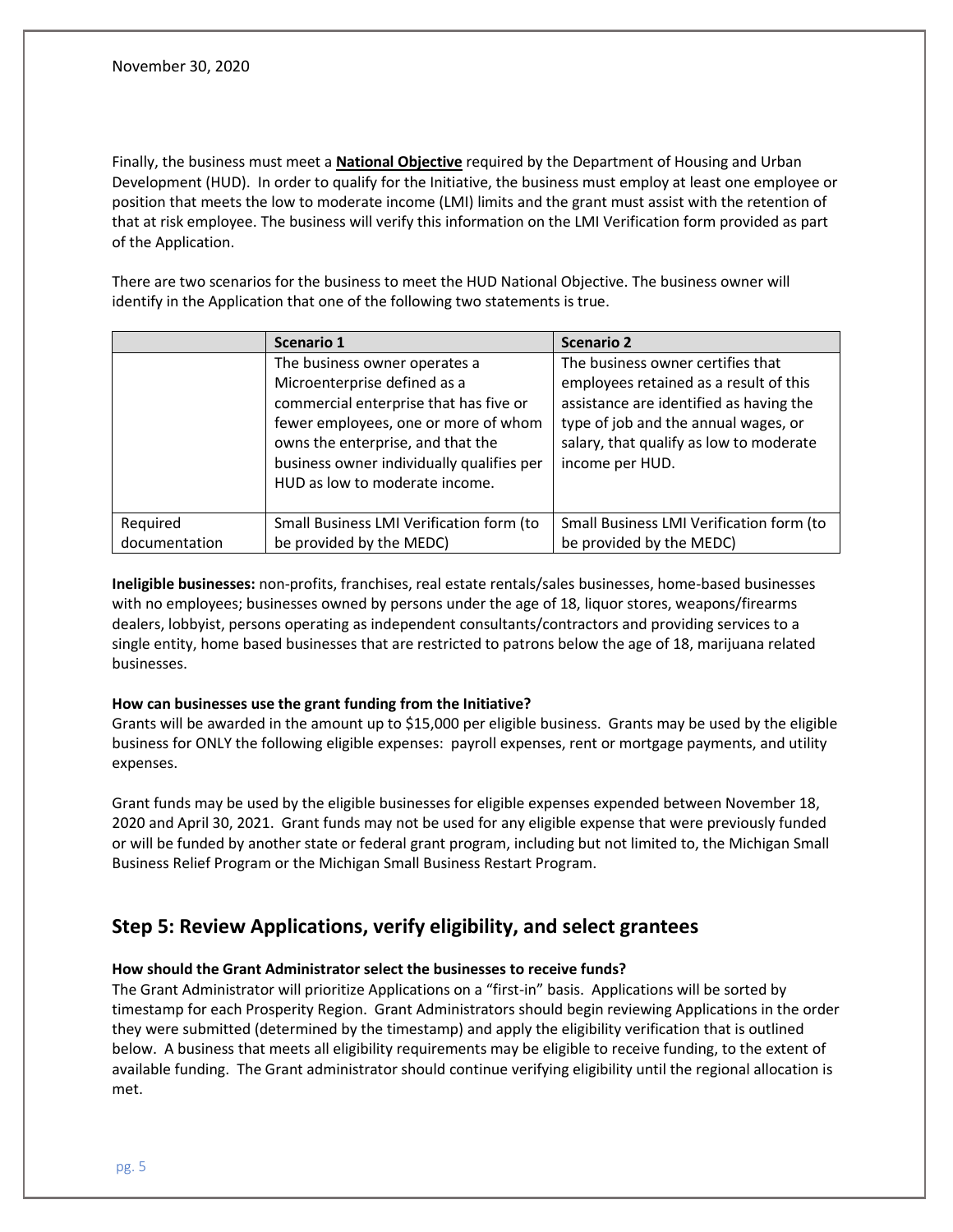Finally, the business must meet a **National Objective** required by the Department of Housing and Urban Development (HUD). In order to qualify for the Initiative, the business must employ at least one employee or position that meets the low to moderate income (LMI) limits and the grant must assist with the retention of that at risk employee. The business will verify this information on the LMI Verification form provided as part of the Application.

There are two scenarios for the business to meet the HUD National Objective. The business owner will identify in the Application that one of the following two statements is true.

| | Scenario 1 | Scenario 2 |
|---|---|---|
| | The business owner operates a Microenterprise defined as a commercial enterprise that has five or fewer employees, one or more of whom owns the enterprise, and that the business owner individually qualifies per HUD as low to moderate income. | The business owner certifies that employees retained as a result of this assistance are identified as having the type of job and the annual wages, or salary, that qualify as low to moderate income per HUD. |
| Required documentation | Small Business LMI Verification form (to be provided by the MEDC) | Small Business LMI Verification form (to be provided by the MEDC) |

**Ineligible businesses:** non-profits, franchises, real estate rentals/sales businesses, home-based businesses with no employees; businesses owned by persons under the age of 18, liquor stores, weapons/firearms dealers, lobbyist, persons operating as independent consultants/contractors and providing services to a single entity, home based businesses that are restricted to patrons below the age of 18, marijuana related businesses.

**How can businesses use the grant funding from the Initiative?**

Grants will be awarded in the amount up to $15,000 per eligible business. Grants may be used by the eligible business for ONLY the following eligible expenses: payroll expenses, rent or mortgage payments, and utility expenses.

Grant funds may be used by the eligible businesses for eligible expenses expended between November 18, 2020 and April 30, 2021. Grant funds may not be used for any eligible expense that were previously funded or will be funded by another state or federal grant program, including but not limited to, the Michigan Small Business Relief Program or the Michigan Small Business Restart Program.

## Step 5: Review Applications, verify eligibility, and select grantees

**How should the Grant Administrator select the businesses to receive funds?**

The Grant Administrator will prioritize Applications on a "first-in" basis. Applications will be sorted by timestamp for each Prosperity Region. Grant Administrators should begin reviewing Applications in the order they were submitted (determined by the timestamp) and apply the eligibility verification that is outlined below. A business that meets all eligibility requirements may be eligible to receive funding, to the extent of available funding. The Grant administrator should continue verifying eligibility until the regional allocation is met.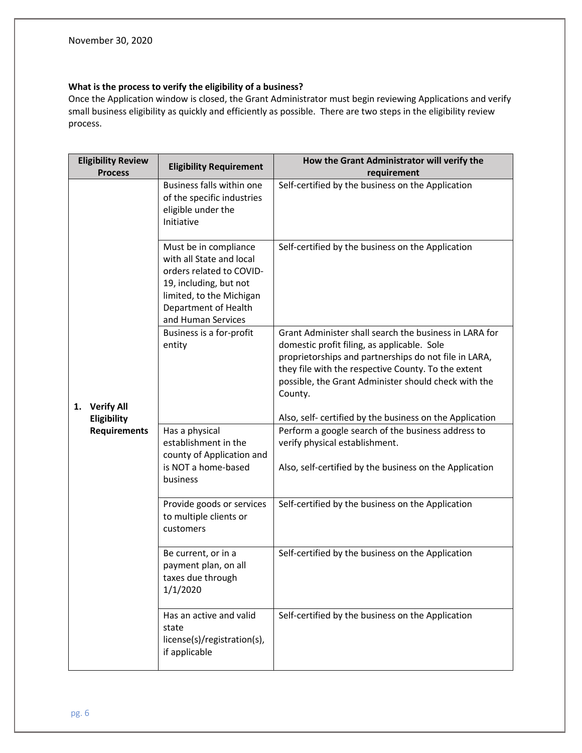November 30, 2020

**What is the process to verify the eligibility of a business?**
Once the Application window is closed, the Grant Administrator must begin reviewing Applications and verify small business eligibility as quickly and efficiently as possible. There are two steps in the eligibility review process.

| Eligibility Review Process | Eligibility Requirement | How the Grant Administrator will verify the requirement |
|---|---|---|
| **1. Verify All Eligibility Requirements** | Business falls within one of the specific industries eligible under the Initiative | Self-certified by the business on the Application |
| | Must be in compliance with all State and local orders related to COVID-19, including, but not limited, to the Michigan Department of Health and Human Services | Self-certified by the business on the Application |
| | Business is a for-profit entity | Grant Administer shall search the business in LARA for domestic profit filing, as applicable. Sole proprietorships and partnerships do not file in LARA, they file with the respective County. To the extent possible, the Grant Administer should check with the County.<br><br>Also, self- certified by the business on the Application |
| | Has a physical establishment in the county of Application and is NOT a home-based business | Perform a google search of the business address to verify physical establishment.<br><br>Also, self-certified by the business on the Application |
| | Provide goods or services to multiple clients or customers | Self-certified by the business on the Application |
| | Be current, or in a payment plan, on all taxes due through 1/1/2020 | Self-certified by the business on the Application |
| | Has an active and valid state license(s)/registration(s), if applicable | Self-certified by the business on the Application |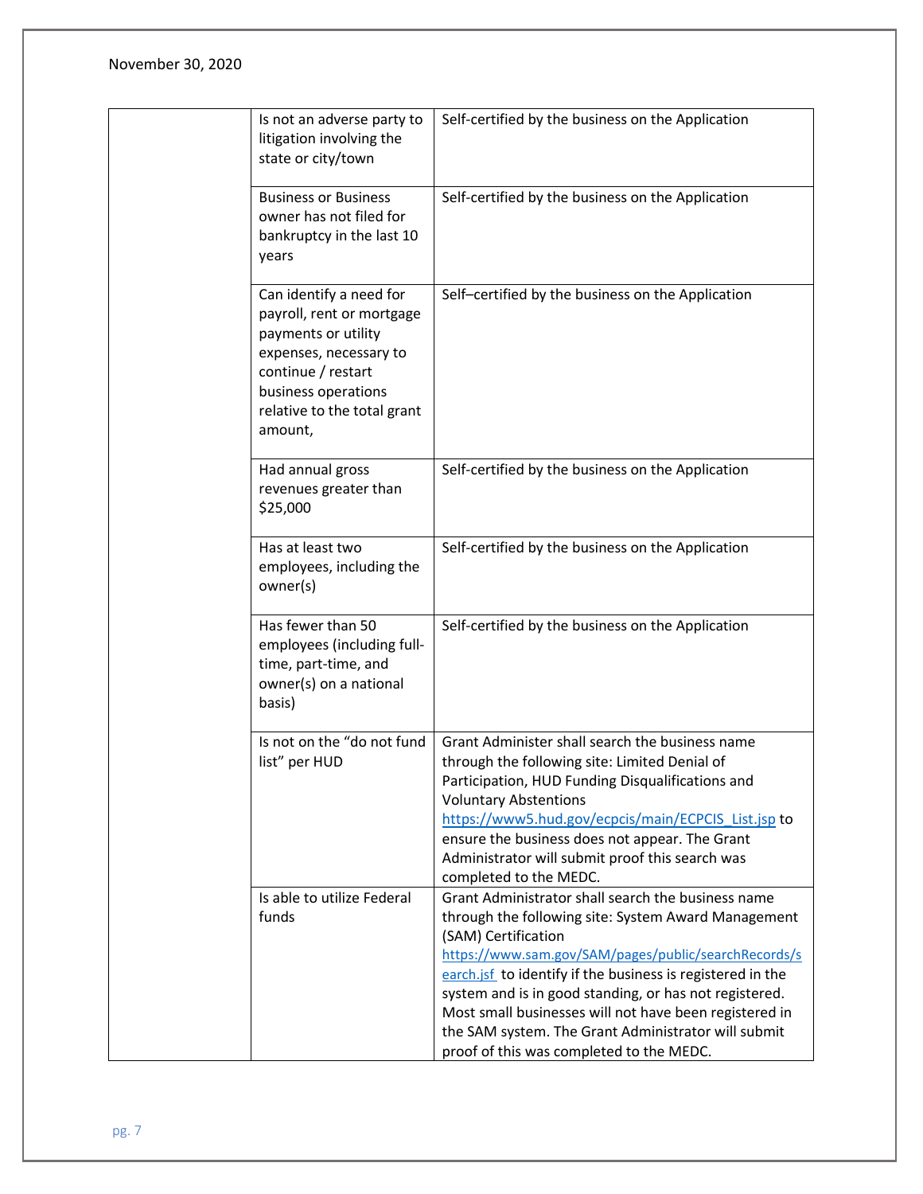November 30, 2020

| | | |
|---|---|---|
| | Is not an adverse party to litigation involving the state or city/town | Self-certified by the business on the Application |
| | Business or Business owner has not filed for bankruptcy in the last 10 years | Self-certified by the business on the Application |
| | Can identify a need for payroll, rent or mortgage payments or utility expenses, necessary to continue / restart business operations relative to the total grant amount, | Self–certified by the business on the Application |
| | Had annual gross revenues greater than $25,000 | Self-certified by the business on the Application |
| | Has at least two employees, including the owner(s) | Self-certified by the business on the Application |
| | Has fewer than 50 employees (including full-time, part-time, and owner(s) on a national basis) | Self-certified by the business on the Application |
| | Is not on the "do not fund list" per HUD | Grant Administer shall search the business name through the following site: Limited Denial of Participation, HUD Funding Disqualifications and Voluntary Abstentions https://www5.hud.gov/ecpcis/main/ECPCIS_List.jsp to ensure the business does not appear. The Grant Administrator will submit proof this search was completed to the MEDC. |
| | Is able to utilize Federal funds | Grant Administrator shall search the business name through the following site: System Award Management (SAM) Certification https://www.sam.gov/SAM/pages/public/searchRecords/search.jsf to identify if the business is registered in the system and is in good standing, or has not registered. Most small businesses will not have been registered in the SAM system. The Grant Administrator will submit proof of this was completed to the MEDC. |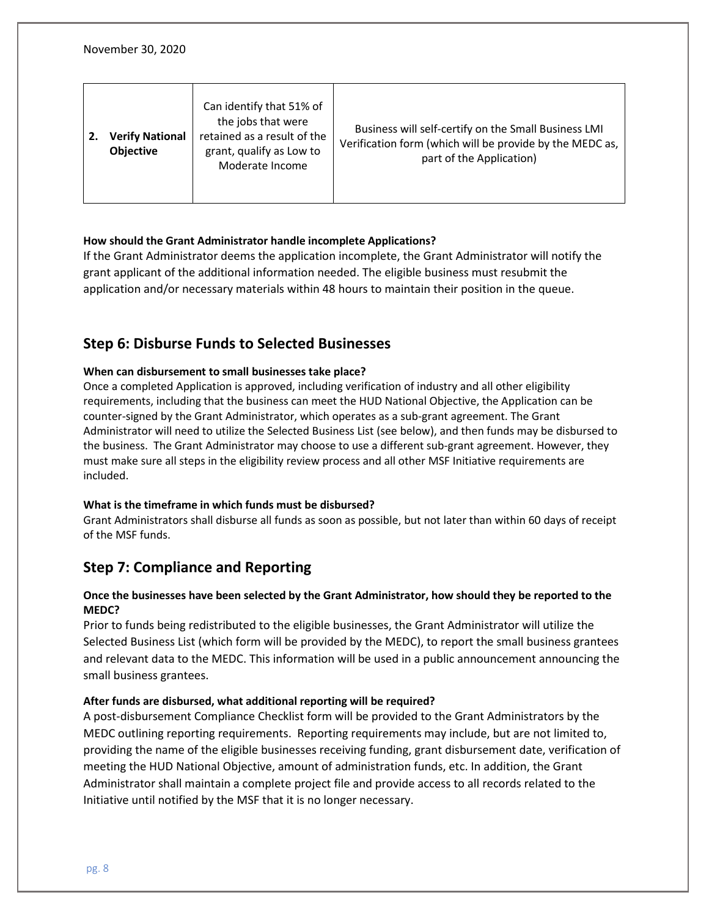November 30, 2020

| 2. **Verify National Objective** | Can identify that 51% of the jobs that were retained as a result of the grant, qualify as Low to Moderate Income | Business will self-certify on the Small Business LMI Verification form (which will be provide by the MEDC as, part of the Application) |
|---|---|---|

**How should the Grant Administrator handle incomplete Applications?**

If the Grant Administrator deems the application incomplete, the Grant Administrator will notify the grant applicant of the additional information needed. The eligible business must resubmit the application and/or necessary materials within 48 hours to maintain their position in the queue.

## Step 6: Disburse Funds to Selected Businesses

**When can disbursement to small businesses take place?**

Once a completed Application is approved, including verification of industry and all other eligibility requirements, including that the business can meet the HUD National Objective, the Application can be counter-signed by the Grant Administrator, which operates as a sub-grant agreement. The Grant Administrator will need to utilize the Selected Business List (see below), and then funds may be disbursed to the business. The Grant Administrator may choose to use a different sub-grant agreement. However, they must make sure all steps in the eligibility review process and all other MSF Initiative requirements are included.

**What is the timeframe in which funds must be disbursed?**

Grant Administrators shall disburse all funds as soon as possible, but not later than within 60 days of receipt of the MSF funds.

## Step 7: Compliance and Reporting

**Once the businesses have been selected by the Grant Administrator, how should they be reported to the MEDC?**

Prior to funds being redistributed to the eligible businesses, the Grant Administrator will utilize the Selected Business List (which form will be provided by the MEDC), to report the small business grantees and relevant data to the MEDC. This information will be used in a public announcement announcing the small business grantees.

**After funds are disbursed, what additional reporting will be required?**

A post-disbursement Compliance Checklist form will be provided to the Grant Administrators by the MEDC outlining reporting requirements. Reporting requirements may include, but are not limited to, providing the name of the eligible businesses receiving funding, grant disbursement date, verification of meeting the HUD National Objective, amount of administration funds, etc. In addition, the Grant Administrator shall maintain a complete project file and provide access to all records related to the Initiative until notified by the MSF that it is no longer necessary.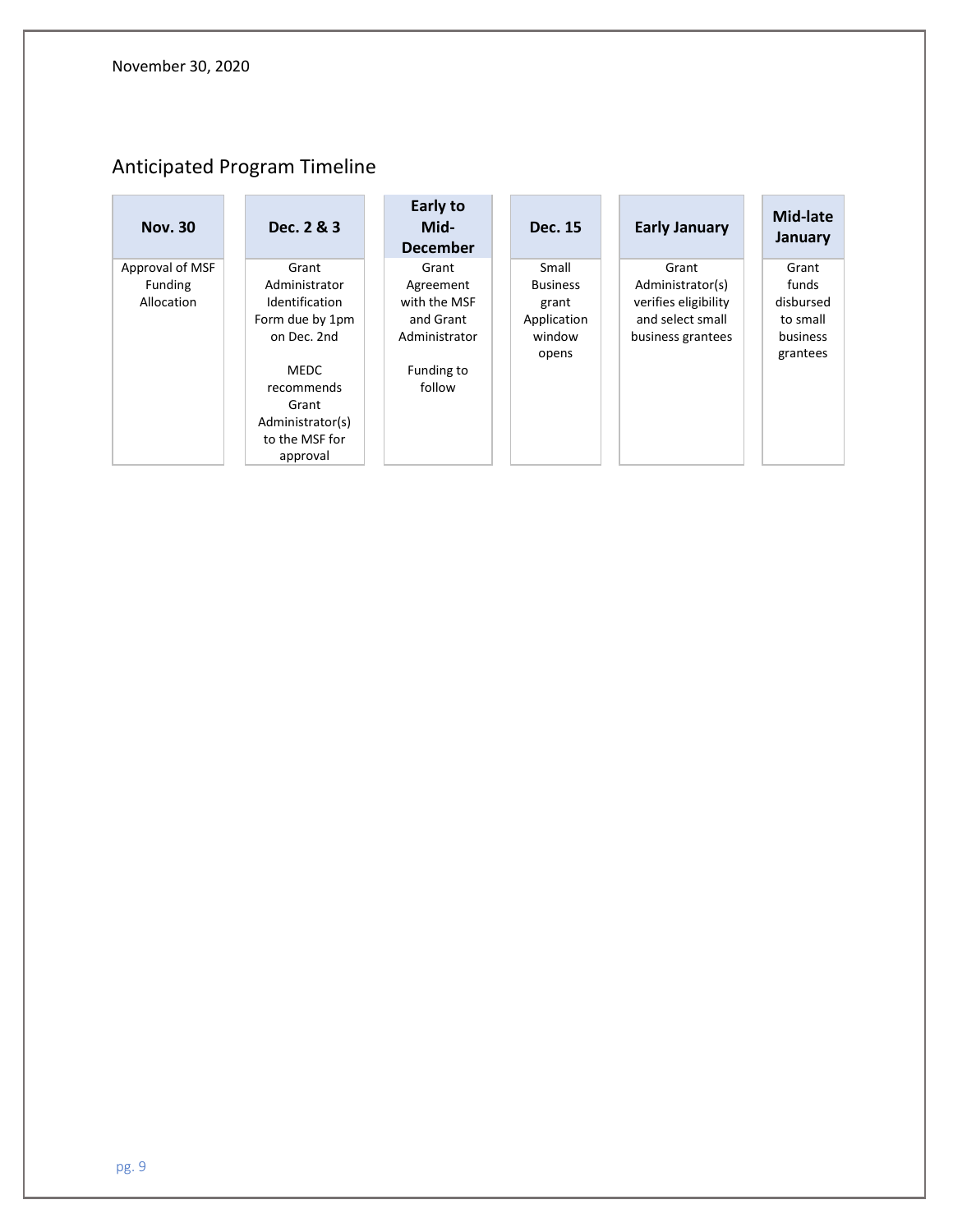November 30, 2020

## Anticipated Program Timeline

| Nov. 30 | Dec. 2 & 3 | Early to Mid-December | Dec. 15 | Early January | Mid-late January |
|---|---|---|---|---|---|
| Approval of MSF Funding Allocation | Grant Administrator Identification Form due by 1pm on Dec. 2nd<br><br>MEDC recommends Grant Administrator(s) to the MSF for approval | Grant Agreement with the MSF and Grant Administrator<br><br>Funding to follow | Small Business grant Application window opens | Grant Administrator(s) verifies eligibility and select small business grantees | Grant funds disbursed to small business grantees |